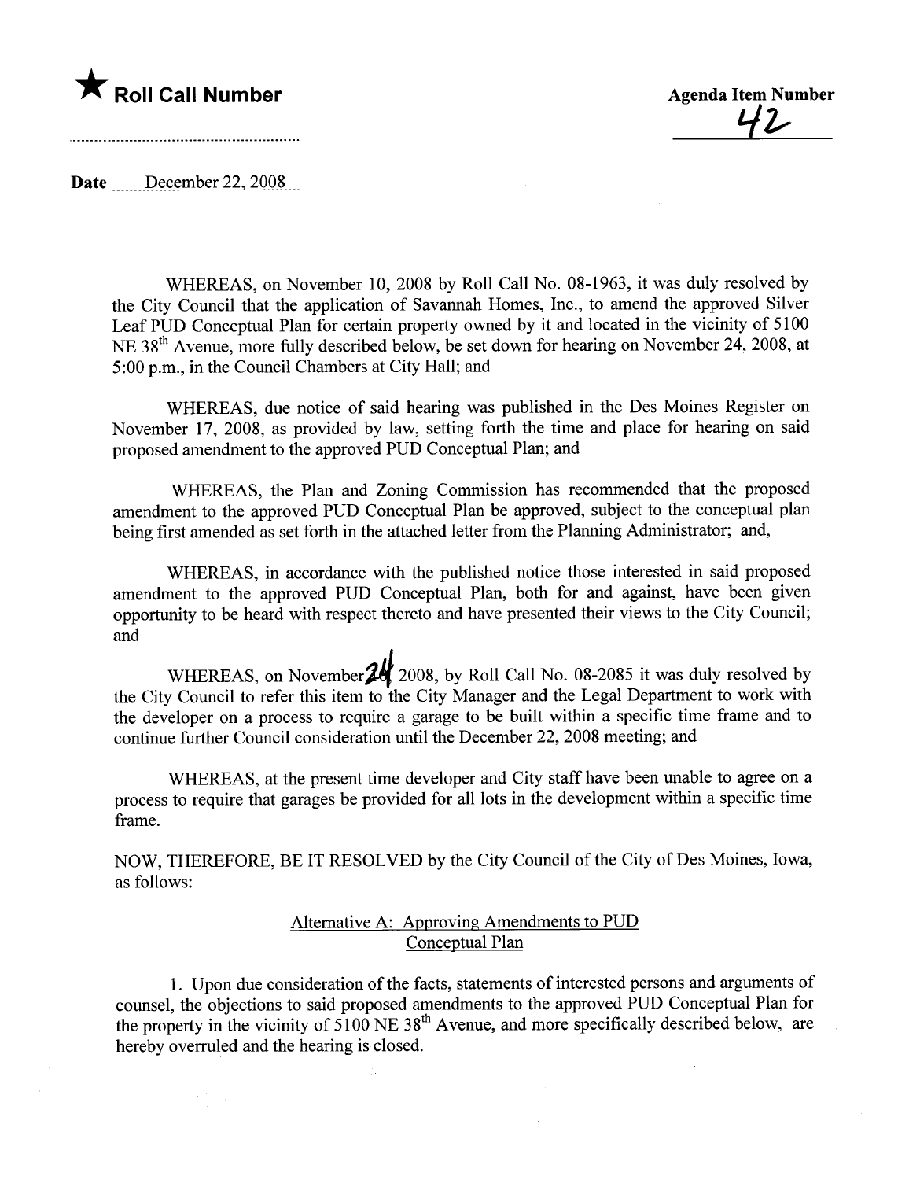★ **Roll Call Number**

**Agenda Item Number**
42

**Date** December 22, 2008

WHEREAS, on November 10, 2008 by Roll Call No. 08-1963, it was duly resolved by the City Council that the application of Savannah Homes, Inc., to amend the approved Silver Leaf PUD Conceptual Plan for certain property owned by it and located in the vicinity of 5100 NE 38[th] Avenue, more fully described below, be set down for hearing on November 24, 2008, at 5:00 p.m., in the Council Chambers at City Hall; and

WHEREAS, due notice of said hearing was published in the Des Moines Register on November 17, 2008, as provided by law, setting forth the time and place for hearing on said proposed amendment to the approved PUD Conceptual Plan; and

WHEREAS, the Plan and Zoning Commission has recommended that the proposed amendment to the approved PUD Conceptual Plan be approved, subject to the conceptual plan being first amended as set forth in the attached letter from the Planning Administrator; and,

WHEREAS, in accordance with the published notice those interested in said proposed amendment to the approved PUD Conceptual Plan, both for and against, have been given opportunity to be heard with respect thereto and have presented their views to the City Council; and

WHEREAS, on November 24 2008, by Roll Call No. 08-2085 it was duly resolved by the City Council to refer this item to the City Manager and the Legal Department to work with the developer on a process to require a garage to be built within a specific time frame and to continue further Council consideration until the December 22, 2008 meeting; and

WHEREAS, at the present time developer and City staff have been unable to agree on a process to require that garages be provided for all lots in the development within a specific time frame.

NOW, THEREFORE, BE IT RESOLVED by the City Council of the City of Des Moines, Iowa, as follows:

## Alternative A: Approving Amendments to PUD Conceptual Plan

1. Upon due consideration of the facts, statements of interested persons and arguments of counsel, the objections to said proposed amendments to the approved PUD Conceptual Plan for the property in the vicinity of 5100 NE 38[th] Avenue, and more specifically described below, are hereby overruled and the hearing is closed.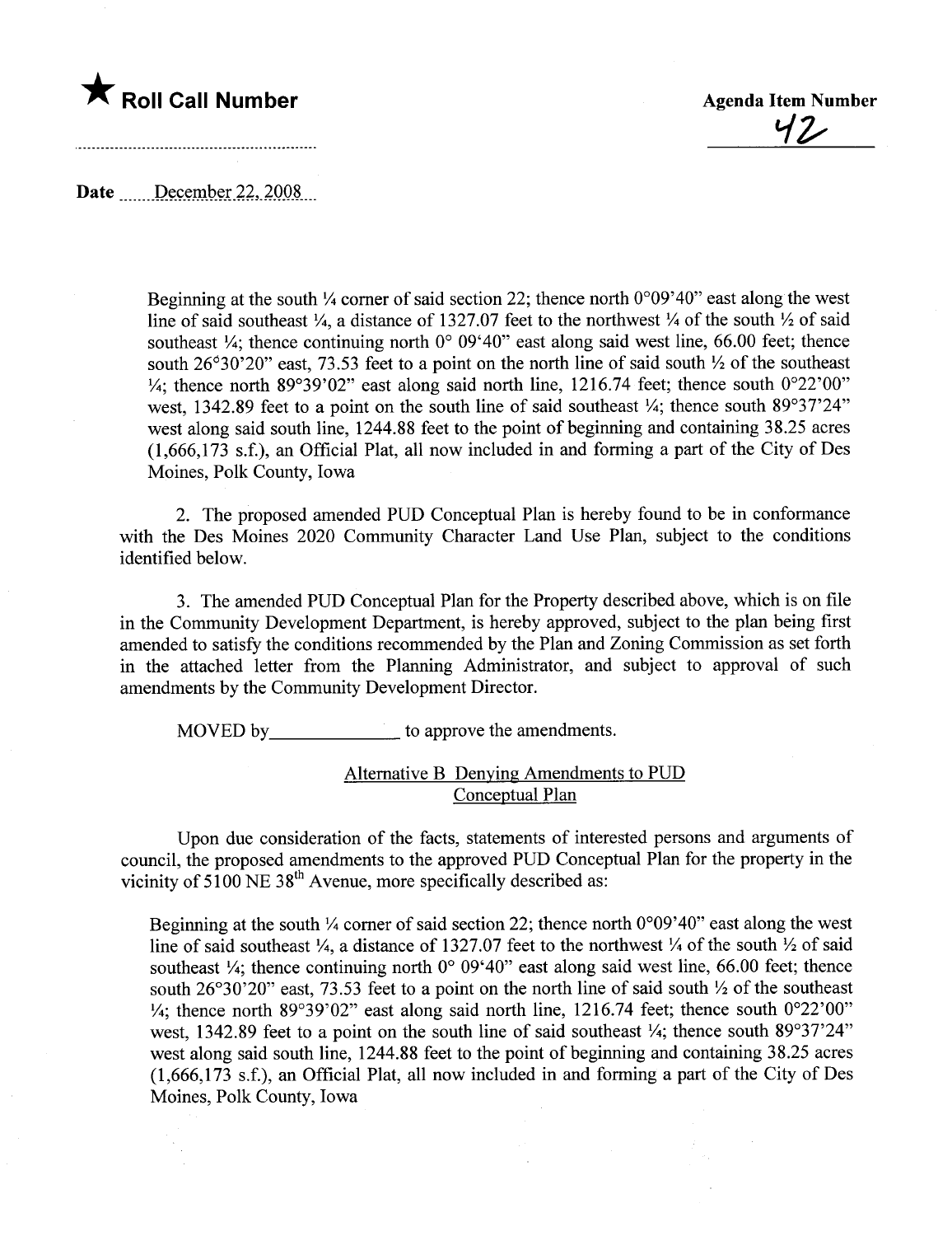★ **Roll Call Number**

**Agenda Item Number**

42

Date December 22, 2008

Beginning at the south ¼ corner of said section 22; thence north 0°09'40" east along the west line of said southeast ¼, a distance of 1327.07 feet to the northwest ¼ of the south ½ of said southeast ¼; thence continuing north 0° 09'40" east along said west line, 66.00 feet; thence south 26°30'20" east, 73.53 feet to a point on the north line of said south ½ of the southeast ¼; thence north 89°39'02" east along said north line, 1216.74 feet; thence south 0°22'00" west, 1342.89 feet to a point on the south line of said southeast ¼; thence south 89°37'24" west along said south line, 1244.88 feet to the point of beginning and containing 38.25 acres (1,666,173 s.f.), an Official Plat, all now included in and forming a part of the City of Des Moines, Polk County, Iowa

2. The proposed amended PUD Conceptual Plan is hereby found to be in conformance with the Des Moines 2020 Community Character Land Use Plan, subject to the conditions identified below.

3. The amended PUD Conceptual Plan for the Property described above, which is on file in the Community Development Department, is hereby approved, subject to the plan being first amended to satisfy the conditions recommended by the Plan and Zoning Commission as set forth in the attached letter from the Planning Administrator, and subject to approval of such amendments by the Community Development Director.

MOVED by______________ to approve the amendments.

Alternative B Denying Amendments to PUD Conceptual Plan

Upon due consideration of the facts, statements of interested persons and arguments of council, the proposed amendments to the approved PUD Conceptual Plan for the property in the vicinity of 5100 NE 38th Avenue, more specifically described as:

Beginning at the south ¼ corner of said section 22; thence north 0°09'40" east along the west line of said southeast ¼, a distance of 1327.07 feet to the northwest ¼ of the south ½ of said southeast ¼; thence continuing north 0° 09'40" east along said west line, 66.00 feet; thence south 26°30'20" east, 73.53 feet to a point on the north line of said south ½ of the southeast ¼; thence north 89°39'02" east along said north line, 1216.74 feet; thence south 0°22'00" west, 1342.89 feet to a point on the south line of said southeast ¼; thence south 89°37'24" west along said south line, 1244.88 feet to the point of beginning and containing 38.25 acres (1,666,173 s.f.), an Official Plat, all now included in and forming a part of the City of Des Moines, Polk County, Iowa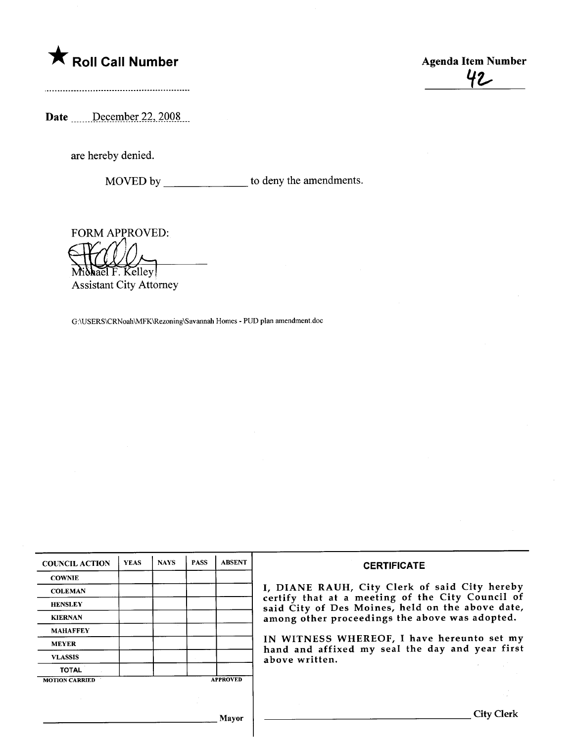★ **Roll Call Number**

..........................................................

**Agenda Item Number**

42

**Date** December 22, 2008

are hereby denied.

MOVED by ______________ to deny the amendments.

FORM APPROVED:

Michael F. Kelley
Assistant City Attorney

G:\USERS\CRNoah\MFK\Rezoning\Savannah Homes - PUD plan amendment.doc

| COUNCIL ACTION | YEAS | NAYS | PASS | ABSENT |
|---|---|---|---|---|
| COWNIE | | | | |
| COLEMAN | | | | |
| HENSLEY | | | | |
| KIERNAN | | | | |
| MAHAFFEY | | | | |
| MEYER | | | | |
| VLASSIS | | | | |
| TOTAL | | | | |
| MOTION CARRIED | | | | APPROVED |

______________________________ Mayor

**CERTIFICATE**

I, DIANE RAUH, City Clerk of said City hereby certify that at a meeting of the City Council of said City of Des Moines, held on the above date, among other proceedings the above was adopted.

IN WITNESS WHEREOF, I have hereunto set my hand and affixed my seal the day and year first above written.

______________________________ City Clerk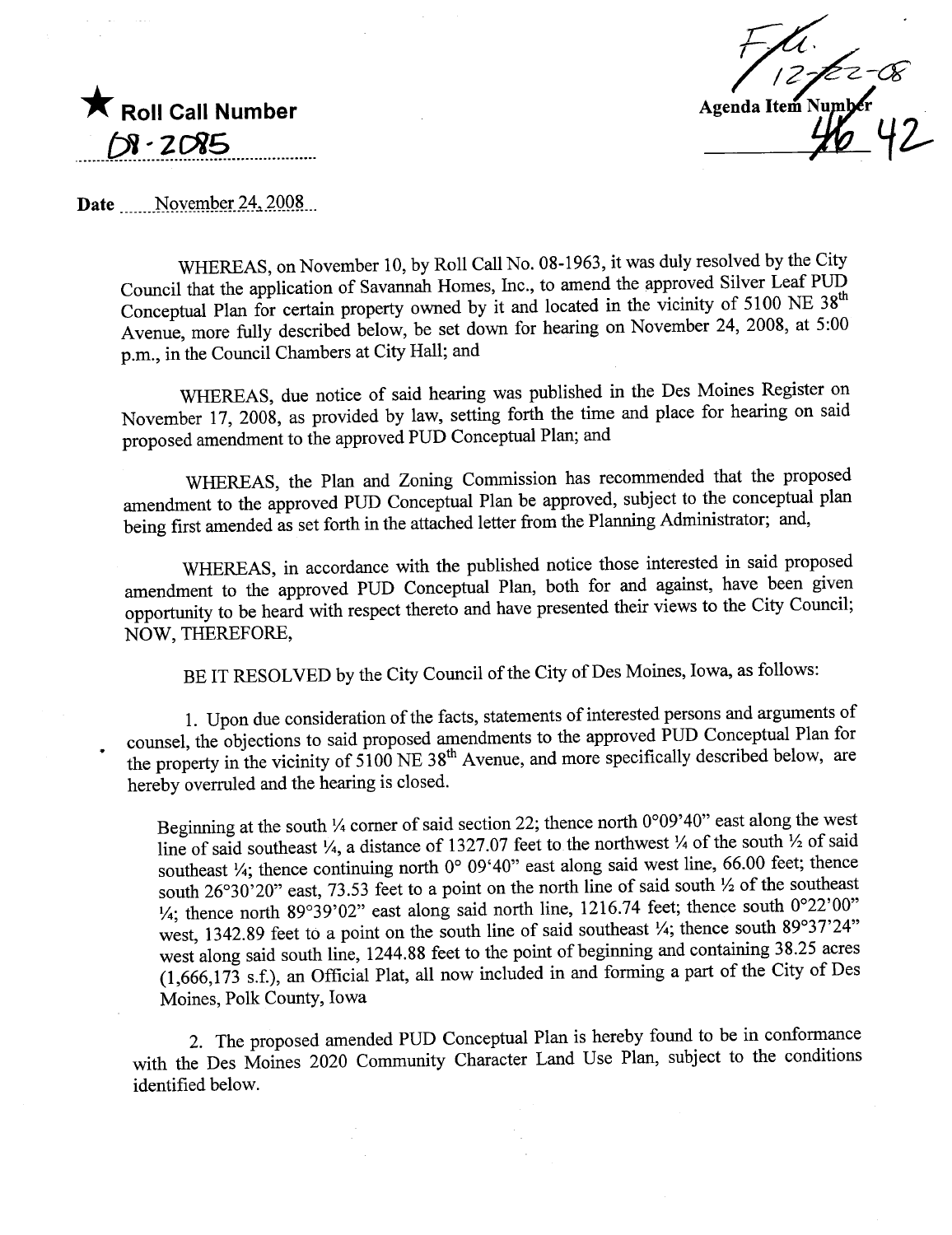★ **Roll Call Number**

08-2085

Agenda Item Number

42

Date November 24, 2008

WHEREAS, on November 10, by Roll Call No. 08-1963, it was duly resolved by the City Council that the application of Savannah Homes, Inc., to amend the approved Silver Leaf PUD Conceptual Plan for certain property owned by it and located in the vicinity of 5100 NE 38th Avenue, more fully described below, be set down for hearing on November 24, 2008, at 5:00 p.m., in the Council Chambers at City Hall; and

WHEREAS, due notice of said hearing was published in the Des Moines Register on November 17, 2008, as provided by law, setting forth the time and place for hearing on said proposed amendment to the approved PUD Conceptual Plan; and

WHEREAS, the Plan and Zoning Commission has recommended that the proposed amendment to the approved PUD Conceptual Plan be approved, subject to the conceptual plan being first amended as set forth in the attached letter from the Planning Administrator; and,

WHEREAS, in accordance with the published notice those interested in said proposed amendment to the approved PUD Conceptual Plan, both for and against, have been given opportunity to be heard with respect thereto and have presented their views to the City Council; NOW, THEREFORE,

BE IT RESOLVED by the City Council of the City of Des Moines, Iowa, as follows:

1. Upon due consideration of the facts, statements of interested persons and arguments of counsel, the objections to said proposed amendments to the approved PUD Conceptual Plan for the property in the vicinity of 5100 NE 38th Avenue, and more specifically described below, are hereby overruled and the hearing is closed.

Beginning at the south ¼ corner of said section 22; thence north 0°09'40" east along the west line of said southeast ¼, a distance of 1327.07 feet to the northwest ¼ of the south ½ of said southeast ¼; thence continuing north 0° 09'40" east along said west line, 66.00 feet; thence south 26°30'20" east, 73.53 feet to a point on the north line of said south ½ of the southeast ¼; thence north 89°39'02" east along said north line, 1216.74 feet; thence south 0°22'00" west, 1342.89 feet to a point on the south line of said southeast ¼; thence south 89°37'24" west along said south line, 1244.88 feet to the point of beginning and containing 38.25 acres (1,666,173 s.f.), an Official Plat, all now included in and forming a part of the City of Des Moines, Polk County, Iowa

2. The proposed amended PUD Conceptual Plan is hereby found to be in conformance with the Des Moines 2020 Community Character Land Use Plan, subject to the conditions identified below.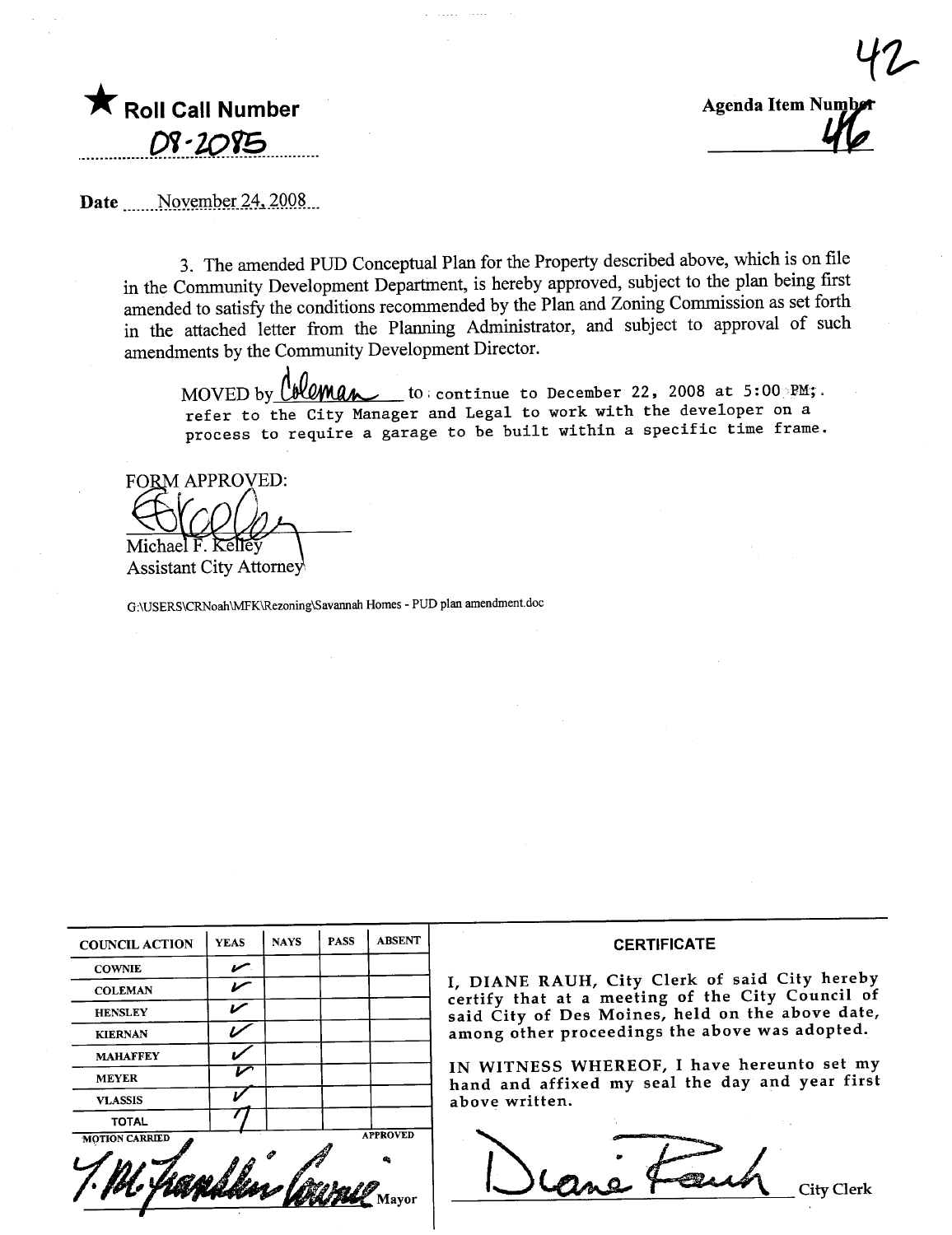42

★ **Roll Call Number**

08-2085

**Agenda Item Number**

46

**Date** November 24, 2008

3. The amended PUD Conceptual Plan for the Property described above, which is on file in the Community Development Department, is hereby approved, subject to the plan being first amended to satisfy the conditions recommended by the Plan and Zoning Commission as set forth in the attached letter from the Planning Administrator, and subject to approval of such amendments by the Community Development Director.

MOVED by Coleman to continue to December 22, 2008 at 5:00 PM; refer to the City Manager and Legal to work with the developer on a process to require a garage to be built within a specific time frame.

FORM APPROVED:

Michael F. Kelley
Assistant City Attorney

G:\USERS\CRNoah\MFK\Rezoning\Savannah Homes - PUD plan amendment.doc

| COUNCIL ACTION | YEAS | NAYS | PASS | ABSENT |
|---|---|---|---|---|
| COWNIE | ✓ | | | |
| COLEMAN | ✓ | | | |
| HENSLEY | ✓ | | | |
| KIERNAN | ✓ | | | |
| MAHAFFEY | ✓ | | | |
| MEYER | ✓ | | | |
| VLASSIS | ✓ | | | |
| TOTAL | 7 | | | |

MOTION CARRIED APPROVED

T. M. Franklin Cownie, Mayor

**CERTIFICATE**

I, DIANE RAUH, City Clerk of said City hereby certify that at a meeting of the City Council of said City of Des Moines, held on the above date, among other proceedings the above was adopted.

IN WITNESS WHEREOF, I have hereunto set my hand and affixed my seal the day and year first above written.

Diane Rauh, City Clerk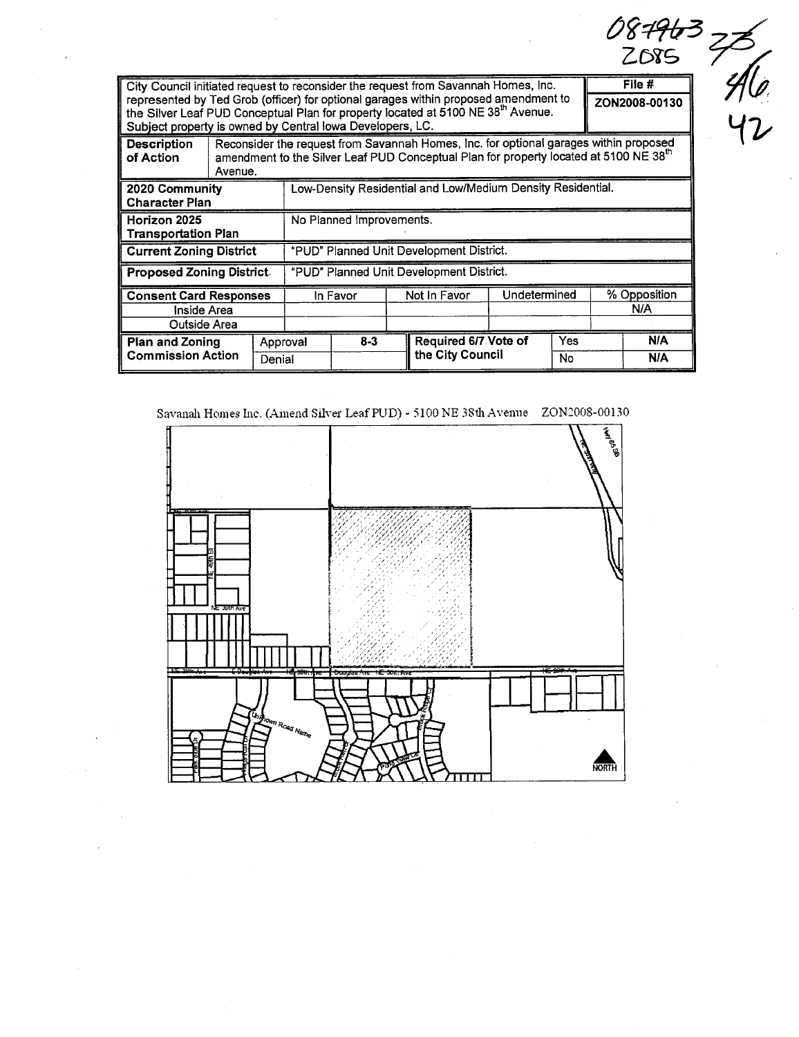087963 ZO85 / 46 / 42

| City Council initiated request to reconsider the request from Savannah Homes, Inc. represented by Ted Grob (officer) for optional garages within proposed amendment to the Silver Leaf PUD Conceptual Plan for property located at 5100 NE 38th Avenue. Subject property is owned by Central Iowa Developers, LC. | | | | | | File # ZON2008-00130 |
|---|---|---|---|---|---|---|
| **Description of Action** | Reconsider the request from Savannah Homes, Inc. for optional garages within proposed amendment to the Silver Leaf PUD Conceptual Plan for property located at 5100 NE 38th Avenue. | | | | | |
| **2020 Community Character Plan** | Low-Density Residential and Low/Medium Density Residential. | | | | | |
| **Horizon 2025 Transportation Plan** | No Planned Improvements. | | | | | |
| **Current Zoning District** | "PUD" Planned Unit Development District. | | | | | |
| **Proposed Zoning District** | "PUD" Planned Unit Development District. | | | | | |
| **Consent Card Responses** | In Favor | Not In Favor | Undetermined | | % Opposition | |
| Inside Area | | | | | N/A | |
| Outside Area | | | | | | |
| **Plan and Zoning Commission Action** | Approval | 8-3 | **Required 6/7 Vote of the City Council** | Yes | N/A | |
| | Denial | | | No | N/A | |

Savanah Homes Inc. (Amend Silver Leaf PUD) - 5100 NE 38th Avenue ZON2008-00130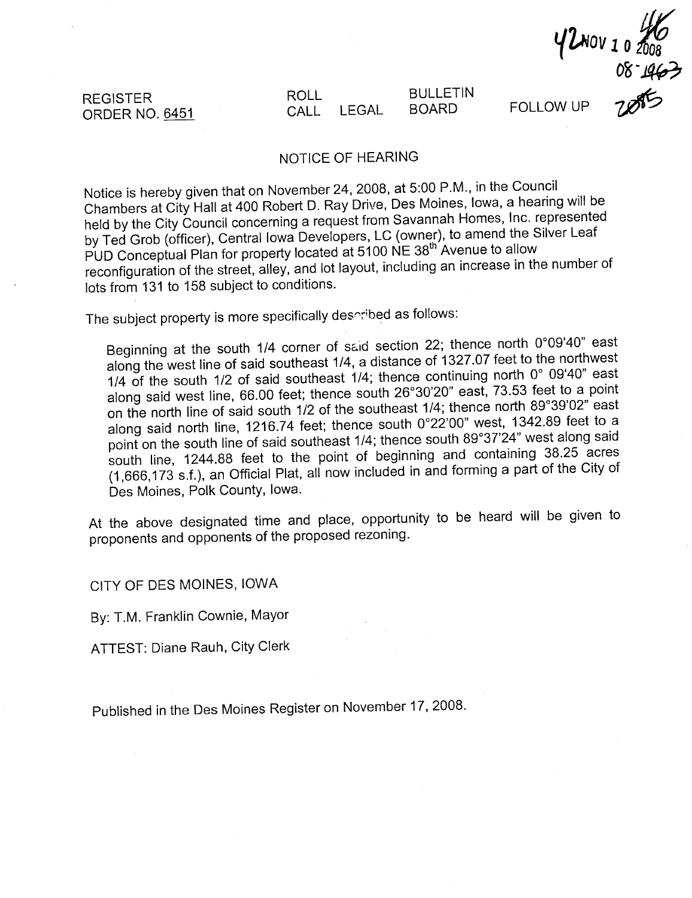42 NOV 10 2008 46
08-1963
2085

REGISTER ORDER NO. 6451 | ROLL CALL | LEGAL | BULLETIN BOARD | FOLLOW UP

## NOTICE OF HEARING

Notice is hereby given that on November 24, 2008, at 5:00 P.M., in the Council Chambers at City Hall at 400 Robert D. Ray Drive, Des Moines, Iowa, a hearing will be held by the City Council concerning a request from Savannah Homes, Inc. represented by Ted Grob (officer), Central Iowa Developers, LC (owner), to amend the Silver Leaf PUD Conceptual Plan for property located at 5100 NE 38th Avenue to allow reconfiguration of the street, alley, and lot layout, including an increase in the number of lots from 131 to 158 subject to conditions.

The subject property is more specifically described as follows:

> Beginning at the south 1/4 corner of said section 22; thence north 0°09'40" east along the west line of said southeast 1/4, a distance of 1327.07 feet to the northwest 1/4 of the south 1/2 of said southeast 1/4; thence continuing north 0° 09'40" east along said west line, 66.00 feet; thence south 26°30'20" east, 73.53 feet to a point on the north line of said south 1/2 of the southeast 1/4; thence north 89°39'02" east along said north line, 1216.74 feet; thence south 0°22'00" west, 1342.89 feet to a point on the south line of said southeast 1/4; thence south 89°37'24" west along said south line, 1244.88 feet to the point of beginning and containing 38.25 acres (1,666,173 s.f.), an Official Plat, all now included in and forming a part of the City of Des Moines, Polk County, Iowa.

At the above designated time and place, opportunity to be heard will be given to proponents and opponents of the proposed rezoning.

CITY OF DES MOINES, IOWA

By: T.M. Franklin Cownie, Mayor

ATTEST: Diane Rauh, City Clerk

Published in the Des Moines Register on November 17, 2008.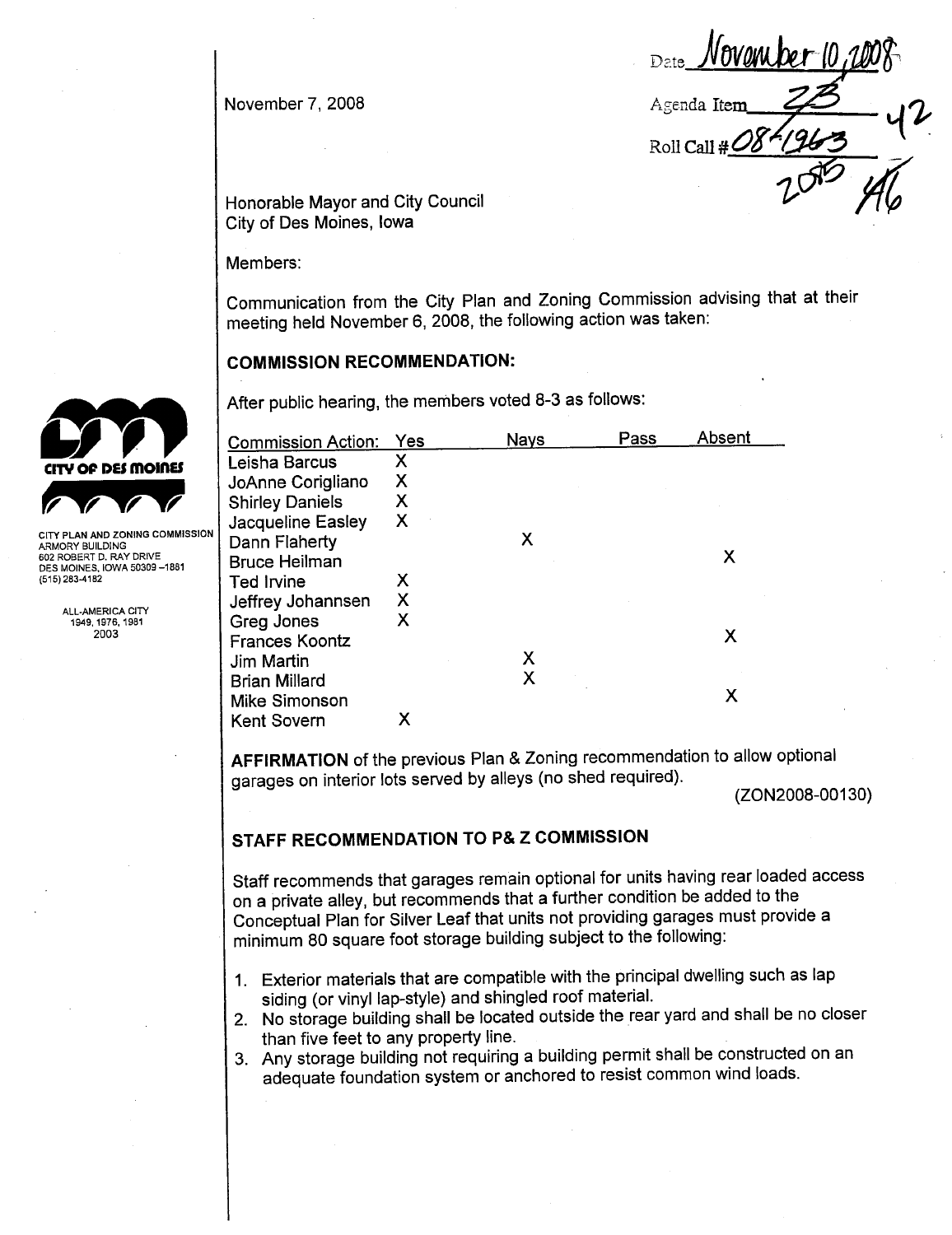November 7, 2008

Date November 10, 2008

Agenda Item 23 42

Roll Call # 08-1963

2085 46

Honorable Mayor and City Council
City of Des Moines, Iowa

Members:

Communication from the City Plan and Zoning Commission advising that at their meeting held November 6, 2008, the following action was taken:

CITY OF DES MOINES

CITY PLAN AND ZONING COMMISSION
ARMORY BUILDING
602 ROBERT D. RAY DRIVE
DES MOINES, IOWA 50309-1881
(515) 283-4182

ALL-AMERICA CITY
1949, 1976, 1981
2003

## COMMISSION RECOMMENDATION:

After public hearing, the members voted 8-3 as follows:

| Commission Action: | Yes | Nays | Pass | Absent |
|---|---|---|---|---|
| Leisha Barcus | X | | | |
| JoAnne Corigliano | X | | | |
| Shirley Daniels | X | | | |
| Jacqueline Easley | X | | | |
| Dann Flaherty | | X | | |
| Bruce Heilman | | | | X |
| Ted Irvine | X | | | |
| Jeffrey Johannsen | X | | | |
| Greg Jones | X | | | |
| Frances Koontz | | | | X |
| Jim Martin | | X | | |
| Brian Millard | | X | | |
| Mike Simonson | | | | X |
| Kent Sovern | X | | | |

**AFFIRMATION** of the previous Plan & Zoning recommendation to allow optional garages on interior lots served by alleys (no shed required).

(ZON2008-00130)

## STAFF RECOMMENDATION TO P& Z COMMISSION

Staff recommends that garages remain optional for units having rear loaded access on a private alley, but recommends that a further condition be added to the Conceptual Plan for Silver Leaf that units not providing garages must provide a minimum 80 square foot storage building subject to the following:

1. Exterior materials that are compatible with the principal dwelling such as lap siding (or vinyl lap-style) and shingled roof material.
2. No storage building shall be located outside the rear yard and shall be no closer than five feet to any property line.
3. Any storage building not requiring a building permit shall be constructed on an adequate foundation system or anchored to resist common wind loads.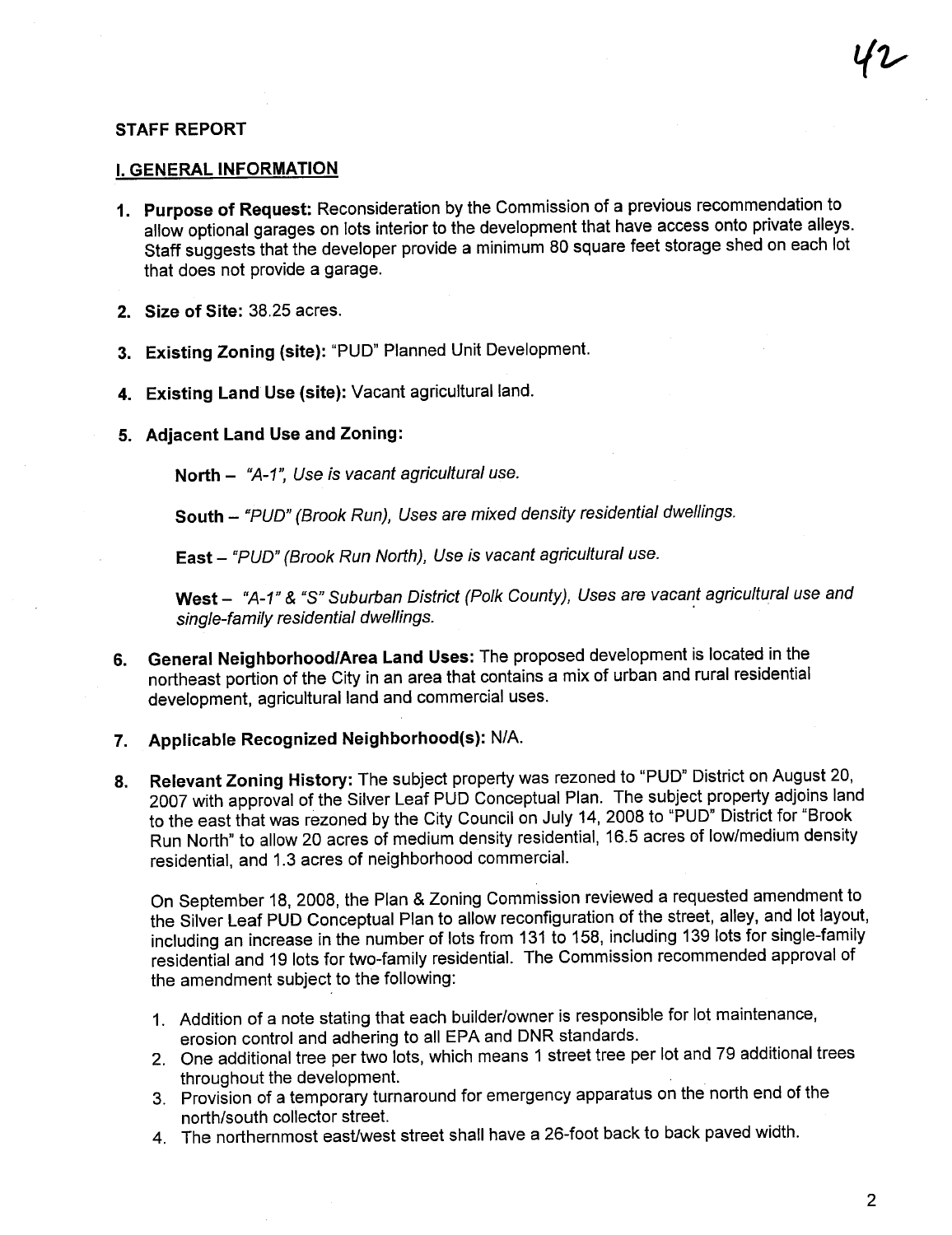## STAFF REPORT

### I. GENERAL INFORMATION

1. **Purpose of Request:** Reconsideration by the Commission of a previous recommendation to allow optional garages on lots interior to the development that have access onto private alleys. Staff suggests that the developer provide a minimum 80 square feet storage shed on each lot that does not provide a garage.

2. **Size of Site:** 38.25 acres.

3. **Existing Zoning (site):** "PUD" Planned Unit Development.

4. **Existing Land Use (site):** Vacant agricultural land.

5. **Adjacent Land Use and Zoning:**

   **North –** *"A-1", Use is vacant agricultural use.*

   **South –** *"PUD" (Brook Run), Uses are mixed density residential dwellings.*

   **East –** *"PUD" (Brook Run North), Use is vacant agricultural use.*

   **West –** *"A-1" & "S" Suburban District (Polk County), Uses are vacant agricultural use and single-family residential dwellings.*

6. **General Neighborhood/Area Land Uses:** The proposed development is located in the northeast portion of the City in an area that contains a mix of urban and rural residential development, agricultural land and commercial uses.

7. **Applicable Recognized Neighborhood(s):** N/A.

8. **Relevant Zoning History:** The subject property was rezoned to "PUD" District on August 20, 2007 with approval of the Silver Leaf PUD Conceptual Plan. The subject property adjoins land to the east that was rezoned by the City Council on July 14, 2008 to "PUD" District for "Brook Run North" to allow 20 acres of medium density residential, 16.5 acres of low/medium density residential, and 1.3 acres of neighborhood commercial.

   On September 18, 2008, the Plan & Zoning Commission reviewed a requested amendment to the Silver Leaf PUD Conceptual Plan to allow reconfiguration of the street, alley, and lot layout, including an increase in the number of lots from 131 to 158, including 139 lots for single-family residential and 19 lots for two-family residential. The Commission recommended approval of the amendment subject to the following:

   1. Addition of a note stating that each builder/owner is responsible for lot maintenance, erosion control and adhering to all EPA and DNR standards.
   2. One additional tree per two lots, which means 1 street tree per lot and 79 additional trees throughout the development.
   3. Provision of a temporary turnaround for emergency apparatus on the north end of the north/south collector street.
   4. The northernmost east/west street shall have a 26-foot back to back paved width.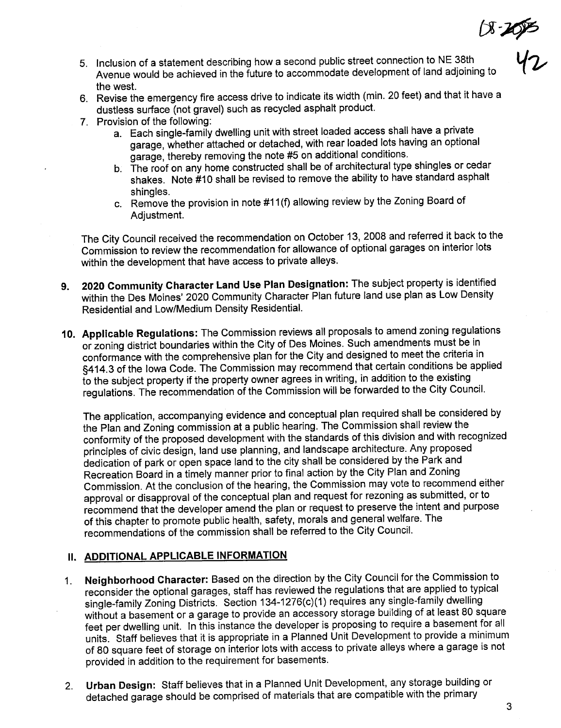5. Inclusion of a statement describing how a second public street connection to NE 38th Avenue would be achieved in the future to accommodate development of land adjoining to the west.
6. Revise the emergency fire access drive to indicate its width (min. 20 feet) and that it have a dustless surface (not gravel) such as recycled asphalt product.
7. Provision of the following:
   a. Each single-family dwelling unit with street loaded access shall have a private garage, whether attached or detached, with rear loaded lots having an optional garage, thereby removing the note #5 on additional conditions.
   b. The roof on any home constructed shall be of architectural type shingles or cedar shakes. Note #10 shall be revised to remove the ability to have standard asphalt shingles.
   c. Remove the provision in note #11(f) allowing review by the Zoning Board of Adjustment.

The City Council received the recommendation on October 13, 2008 and referred it back to the Commission to review the recommendation for allowance of optional garages on interior lots within the development that have access to private alleys.

9. **2020 Community Character Land Use Plan Designation:** The subject property is identified within the Des Moines' 2020 Community Character Plan future land use plan as Low Density Residential and Low/Medium Density Residential.

10. **Applicable Regulations:** The Commission reviews all proposals to amend zoning regulations or zoning district boundaries within the City of Des Moines. Such amendments must be in conformance with the comprehensive plan for the City and designed to meet the criteria in §414.3 of the Iowa Code. The Commission may recommend that certain conditions be applied to the subject property if the property owner agrees in writing, in addition to the existing regulations. The recommendation of the Commission will be forwarded to the City Council.

    The application, accompanying evidence and conceptual plan required shall be considered by the Plan and Zoning commission at a public hearing. The Commission shall review the conformity of the proposed development with the standards of this division and with recognized principles of civic design, land use planning, and landscape architecture. Any proposed dedication of park or open space land to the city shall be considered by the Park and Recreation Board in a timely manner prior to final action by the City Plan and Zoning Commission. At the conclusion of the hearing, the Commission may vote to recommend either approval or disapproval of the conceptual plan and request for rezoning as submitted, or to recommend that the developer amend the plan or request to preserve the intent and purpose of this chapter to promote public health, safety, morals and general welfare. The recommendations of the commission shall be referred to the City Council.

## II. ADDITIONAL APPLICABLE INFORMATION

1. **Neighborhood Character:** Based on the direction by the City Council for the Commission to reconsider the optional garages, staff has reviewed the regulations that are applied to typical single-family Zoning Districts. Section 134-1276(c)(1) requires any single-family dwelling without a basement or a garage to provide an accessory storage building of at least 80 square feet per dwelling unit. In this instance the developer is proposing to require a basement for all units. Staff believes that it is appropriate in a Planned Unit Development to provide a minimum of 80 square feet of storage on interior lots with access to private alleys where a garage is not provided in addition to the requirement for basements.

2. **Urban Design:** Staff believes that in a Planned Unit Development, any storage building or detached garage should be comprised of materials that are compatible with the primary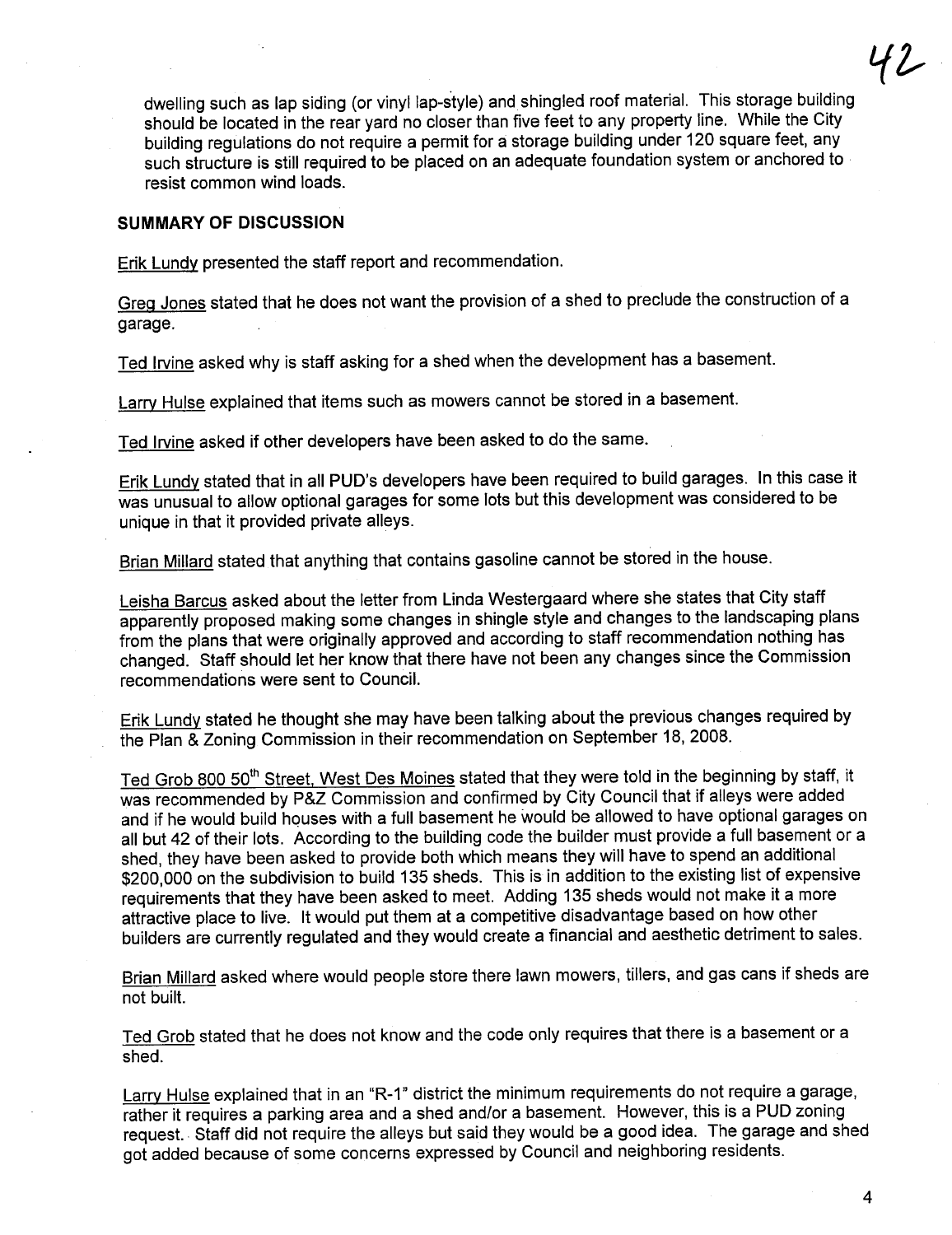dwelling such as lap siding (or vinyl lap-style) and shingled roof material. This storage building should be located in the rear yard no closer than five feet to any property line. While the City building regulations do not require a permit for a storage building under 120 square feet, any such structure is still required to be placed on an adequate foundation system or anchored to resist common wind loads.

**SUMMARY OF DISCUSSION**

Erik Lundy presented the staff report and recommendation.

Greg Jones stated that he does not want the provision of a shed to preclude the construction of a garage.

Ted Irvine asked why is staff asking for a shed when the development has a basement.

Larry Hulse explained that items such as mowers cannot be stored in a basement.

Ted Irvine asked if other developers have been asked to do the same.

Erik Lundy stated that in all PUD's developers have been required to build garages. In this case it was unusual to allow optional garages for some lots but this development was considered to be unique in that it provided private alleys.

Brian Millard stated that anything that contains gasoline cannot be stored in the house.

Leisha Barcus asked about the letter from Linda Westergaard where she states that City staff apparently proposed making some changes in shingle style and changes to the landscaping plans from the plans that were originally approved and according to staff recommendation nothing has changed. Staff should let her know that there have not been any changes since the Commission recommendations were sent to Council.

Erik Lundy stated he thought she may have been talking about the previous changes required by the Plan & Zoning Commission in their recommendation on September 18, 2008.

Ted Grob 800 50th Street, West Des Moines stated that they were told in the beginning by staff, it was recommended by P&Z Commission and confirmed by City Council that if alleys were added and if he would build houses with a full basement he would be allowed to have optional garages on all but 42 of their lots. According to the building code the builder must provide a full basement or a shed, they have been asked to provide both which means they will have to spend an additional $200,000 on the subdivision to build 135 sheds. This is in addition to the existing list of expensive requirements that they have been asked to meet. Adding 135 sheds would not make it a more attractive place to live. It would put them at a competitive disadvantage based on how other builders are currently regulated and they would create a financial and aesthetic detriment to sales.

Brian Millard asked where would people store there lawn mowers, tillers, and gas cans if sheds are not built.

Ted Grob stated that he does not know and the code only requires that there is a basement or a shed.

Larry Hulse explained that in an "R-1" district the minimum requirements do not require a garage, rather it requires a parking area and a shed and/or a basement. However, this is a PUD zoning request. Staff did not require the alleys but said they would be a good idea. The garage and shed got added because of some concerns expressed by Council and neighboring residents.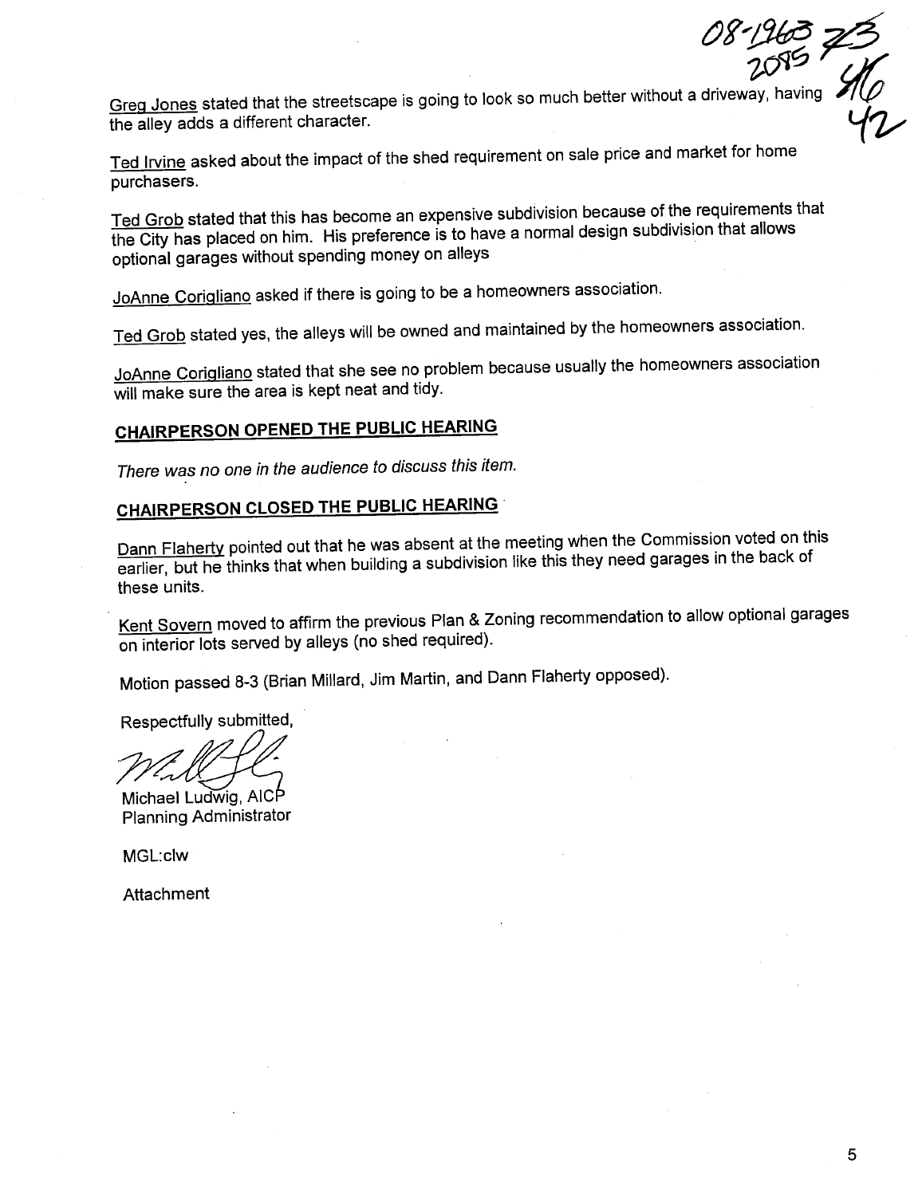08-1963 73
2085 46
42

Greg Jones stated that the streetscape is going to look so much better without a driveway, having the alley adds a different character.

Ted Irvine asked about the impact of the shed requirement on sale price and market for home purchasers.

Ted Grob stated that this has become an expensive subdivision because of the requirements that the City has placed on him. His preference is to have a normal design subdivision that allows optional garages without spending money on alleys

JoAnne Corigliano asked if there is going to be a homeowners association.

Ted Grob stated yes, the alleys will be owned and maintained by the homeowners association.

JoAnne Corigliano stated that she see no problem because usually the homeowners association will make sure the area is kept neat and tidy.

**CHAIRPERSON OPENED THE PUBLIC HEARING**

*There was no one in the audience to discuss this item.*

**CHAIRPERSON CLOSED THE PUBLIC HEARING**

Dann Flaherty pointed out that he was absent at the meeting when the Commission voted on this earlier, but he thinks that when building a subdivision like this they need garages in the back of these units.

Kent Sovern moved to affirm the previous Plan & Zoning recommendation to allow optional garages on interior lots served by alleys (no shed required).

Motion passed 8-3 (Brian Millard, Jim Martin, and Dann Flaherty opposed).

Respectfully submitted,

Michael Ludwig, AICP
Planning Administrator

MGL:clw

Attachment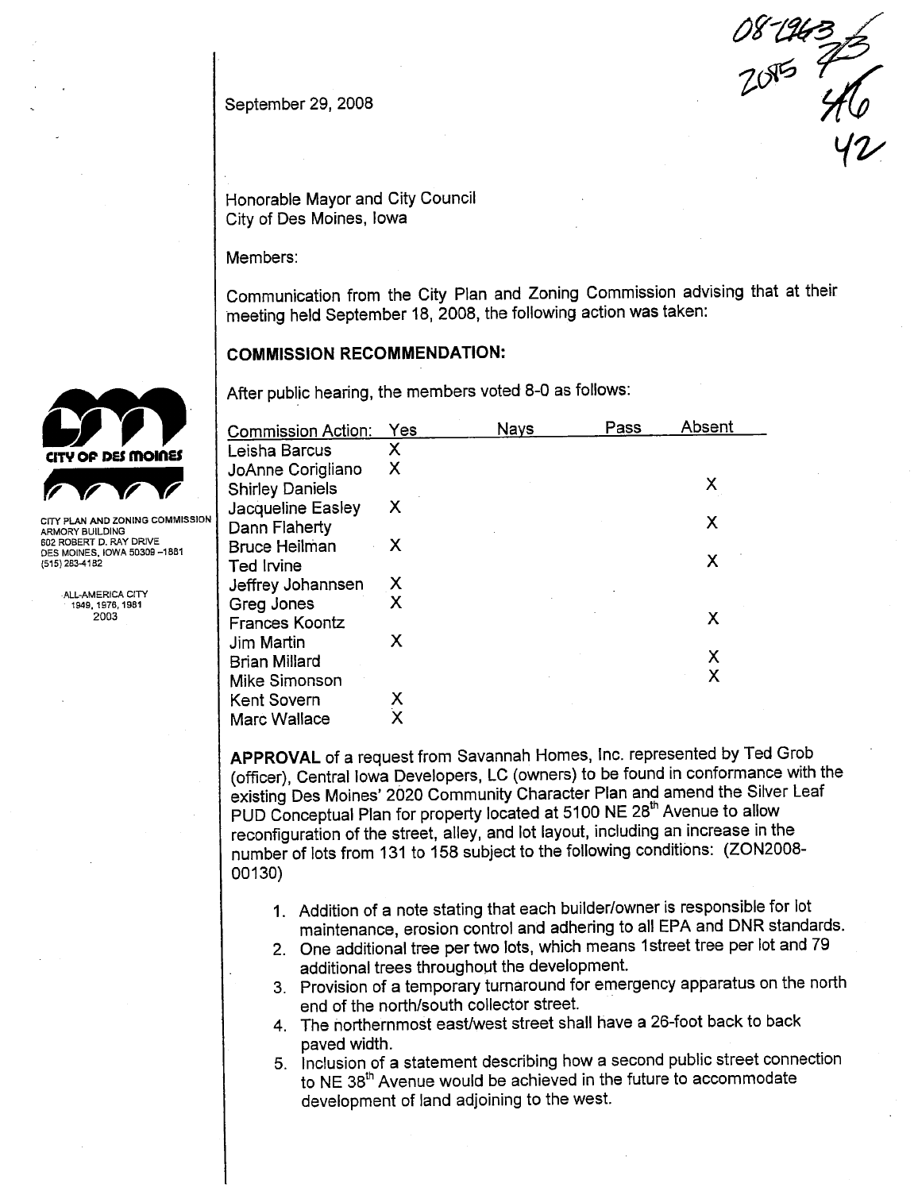08-1963
2085
46
42

September 29, 2008

CITY PLAN AND ZONING COMMISSION
ARMORY BUILDING
602 ROBERT D. RAY DRIVE
DES MOINES, IOWA 50309-1881
(515) 283-4182

ALL-AMERICA CITY
1949, 1976, 1981
2003

Honorable Mayor and City Council
City of Des Moines, Iowa

Members:

Communication from the City Plan and Zoning Commission advising that at their meeting held September 18, 2008, the following action was taken:

**COMMISSION RECOMMENDATION:**

After public hearing, the members voted 8-0 as follows:

| Commission Action: | Yes | Nays | Pass | Absent |
|---|---|---|---|---|
| Leisha Barcus | X | | | |
| JoAnne Corigliano | X | | | |
| Shirley Daniels | | | | X |
| Jacqueline Easley | X | | | |
| Dann Flaherty | | | | X |
| Bruce Heilman | X | | | |
| Ted Irvine | | | | X |
| Jeffrey Johannsen | X | | | |
| Greg Jones | X | | | |
| Frances Koontz | | | | X |
| Jim Martin | X | | | |
| Brian Millard | | | | X |
| Mike Simonson | | | | X |
| Kent Sovern | X | | | |
| Marc Wallace | X | | | |

**APPROVAL** of a request from Savannah Homes, Inc. represented by Ted Grob (officer), Central Iowa Developers, LC (owners) to be found in conformance with the existing Des Moines' 2020 Community Character Plan and amend the Silver Leaf PUD Conceptual Plan for property located at 5100 NE 28th Avenue to allow reconfiguration of the street, alley, and lot layout, including an increase in the number of lots from 131 to 158 subject to the following conditions: (ZON2008-00130)

1. Addition of a note stating that each builder/owner is responsible for lot maintenance, erosion control and adhering to all EPA and DNR standards.
2. One additional tree per two lots, which means 1street tree per lot and 79 additional trees throughout the development.
3. Provision of a temporary turnaround for emergency apparatus on the north end of the north/south collector street.
4. The northernmost east/west street shall have a 26-foot back to back paved width.
5. Inclusion of a statement describing how a second public street connection to NE 38th Avenue would be achieved in the future to accommodate development of land adjoining to the west.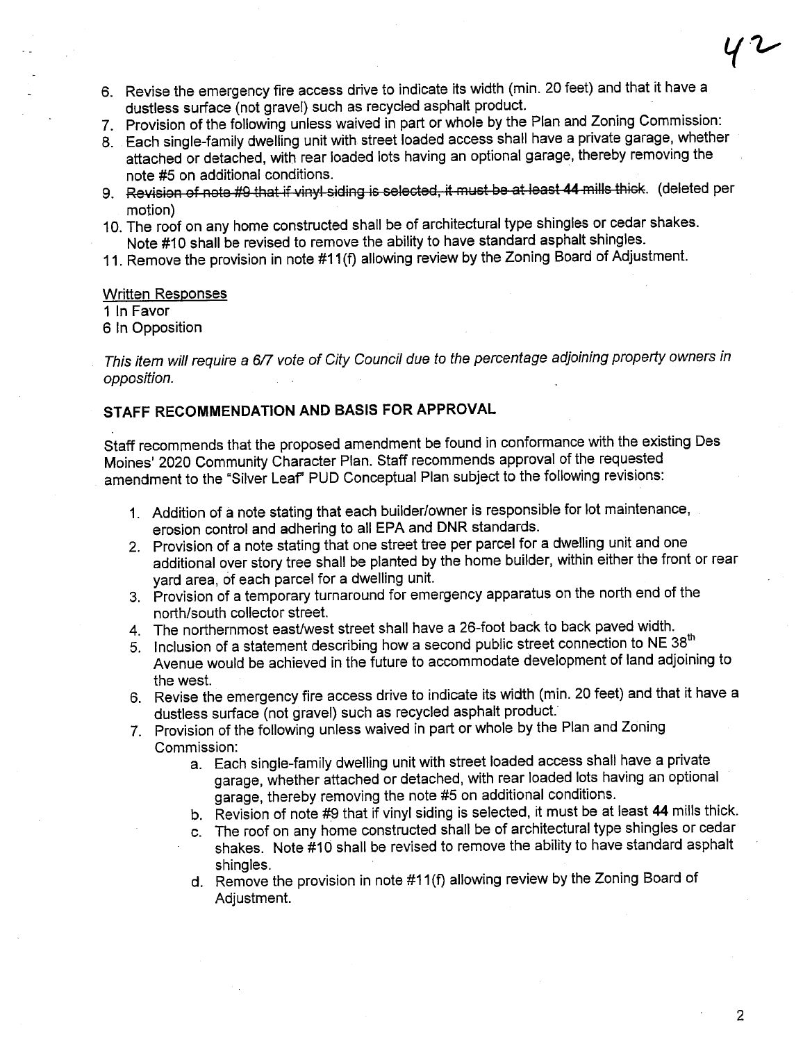6. Revise the emergency fire access drive to indicate its width (min. 20 feet) and that it have a dustless surface (not gravel) such as recycled asphalt product.
7. Provision of the following unless waived in part or whole by the Plan and Zoning Commission:
8. Each single-family dwelling unit with street loaded access shall have a private garage, whether attached or detached, with rear loaded lots having an optional garage, thereby removing the note #5 on additional conditions.
9. ~~Revision of note #9 that if vinyl siding is selected, it must be at least 44 mills thick.~~ (deleted per motion)
10. The roof on any home constructed shall be of architectural type shingles or cedar shakes. Note #10 shall be revised to remove the ability to have standard asphalt shingles.
11. Remove the provision in note #11(f) allowing review by the Zoning Board of Adjustment.

Written Responses
1 In Favor
6 In Opposition

*This item will require a 6/7 vote of City Council due to the percentage adjoining property owners in opposition.*

## STAFF RECOMMENDATION AND BASIS FOR APPROVAL

Staff recommends that the proposed amendment be found in conformance with the existing Des Moines' 2020 Community Character Plan. Staff recommends approval of the requested amendment to the "Silver Leaf" PUD Conceptual Plan subject to the following revisions:

1. Addition of a note stating that each builder/owner is responsible for lot maintenance, erosion control and adhering to all EPA and DNR standards.
2. Provision of a note stating that one street tree per parcel for a dwelling unit and one additional over story tree shall be planted by the home builder, within either the front or rear yard area, of each parcel for a dwelling unit.
3. Provision of a temporary turnaround for emergency apparatus on the north end of the north/south collector street.
4. The northernmost east/west street shall have a 26-foot back to back paved width.
5. Inclusion of a statement describing how a second public street connection to NE 38th Avenue would be achieved in the future to accommodate development of land adjoining to the west.
6. Revise the emergency fire access drive to indicate its width (min. 20 feet) and that it have a dustless surface (not gravel) such as recycled asphalt product.
7. Provision of the following unless waived in part or whole by the Plan and Zoning Commission:
   a. Each single-family dwelling unit with street loaded access shall have a private garage, whether attached or detached, with rear loaded lots having an optional garage, thereby removing the note #5 on additional conditions.
   b. Revision of note #9 that if vinyl siding is selected, it must be at least **44** mills thick.
   c. The roof on any home constructed shall be of architectural type shingles or cedar shakes. Note #10 shall be revised to remove the ability to have standard asphalt shingles.
   d. Remove the provision in note #11(f) allowing review by the Zoning Board of Adjustment.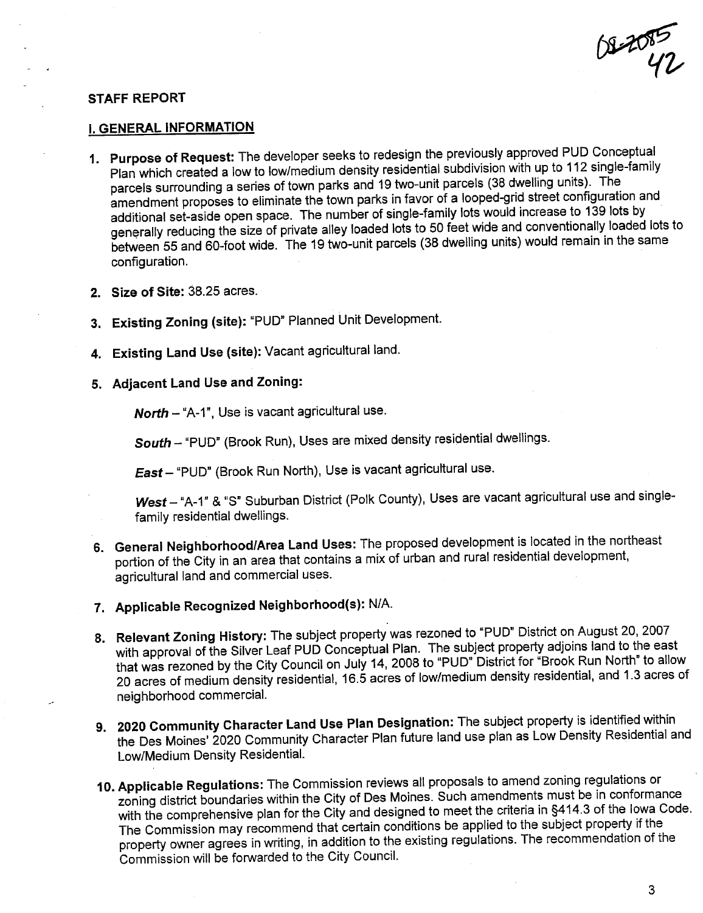08-2085
42

## STAFF REPORT

### I. GENERAL INFORMATION

1. **Purpose of Request:** The developer seeks to redesign the previously approved PUD Conceptual Plan which created a low to low/medium density residential subdivision with up to 112 single-family parcels surrounding a series of town parks and 19 two-unit parcels (38 dwelling units). The amendment proposes to eliminate the town parks in favor of a looped-grid street configuration and additional set-aside open space. The number of single-family lots would increase to 139 lots by generally reducing the size of private alley loaded lots to 50 feet wide and conventionally loaded lots to between 55 and 60-foot wide. The 19 two-unit parcels (38 dwelling units) would remain in the same configuration.

2. **Size of Site:** 38.25 acres.

3. **Existing Zoning (site):** "PUD" Planned Unit Development.

4. **Existing Land Use (site):** Vacant agricultural land.

5. **Adjacent Land Use and Zoning:**

   ***North*** – "A-1", Use is vacant agricultural use.

   ***South*** – "PUD" (Brook Run), Uses are mixed density residential dwellings.

   ***East*** – "PUD" (Brook Run North), Use is vacant agricultural use.

   ***West*** – "A-1" & "S" Suburban District (Polk County), Uses are vacant agricultural use and single-family residential dwellings.

6. **General Neighborhood/Area Land Uses:** The proposed development is located in the northeast portion of the City in an area that contains a mix of urban and rural residential development, agricultural land and commercial uses.

7. **Applicable Recognized Neighborhood(s):** N/A.

8. **Relevant Zoning History:** The subject property was rezoned to "PUD" District on August 20, 2007 with approval of the Silver Leaf PUD Conceptual Plan. The subject property adjoins land to the east that was rezoned by the City Council on July 14, 2008 to "PUD" District for "Brook Run North" to allow 20 acres of medium density residential, 16.5 acres of low/medium density residential, and 1.3 acres of neighborhood commercial.

9. **2020 Community Character Land Use Plan Designation:** The subject property is identified within the Des Moines' 2020 Community Character Plan future land use plan as Low Density Residential and Low/Medium Density Residential.

10. **Applicable Regulations:** The Commission reviews all proposals to amend zoning regulations or zoning district boundaries within the City of Des Moines. Such amendments must be in conformance with the comprehensive plan for the City and designed to meet the criteria in §414.3 of the Iowa Code. The Commission may recommend that certain conditions be applied to the subject property if the property owner agrees in writing, in addition to the existing regulations. The recommendation of the Commission will be forwarded to the City Council.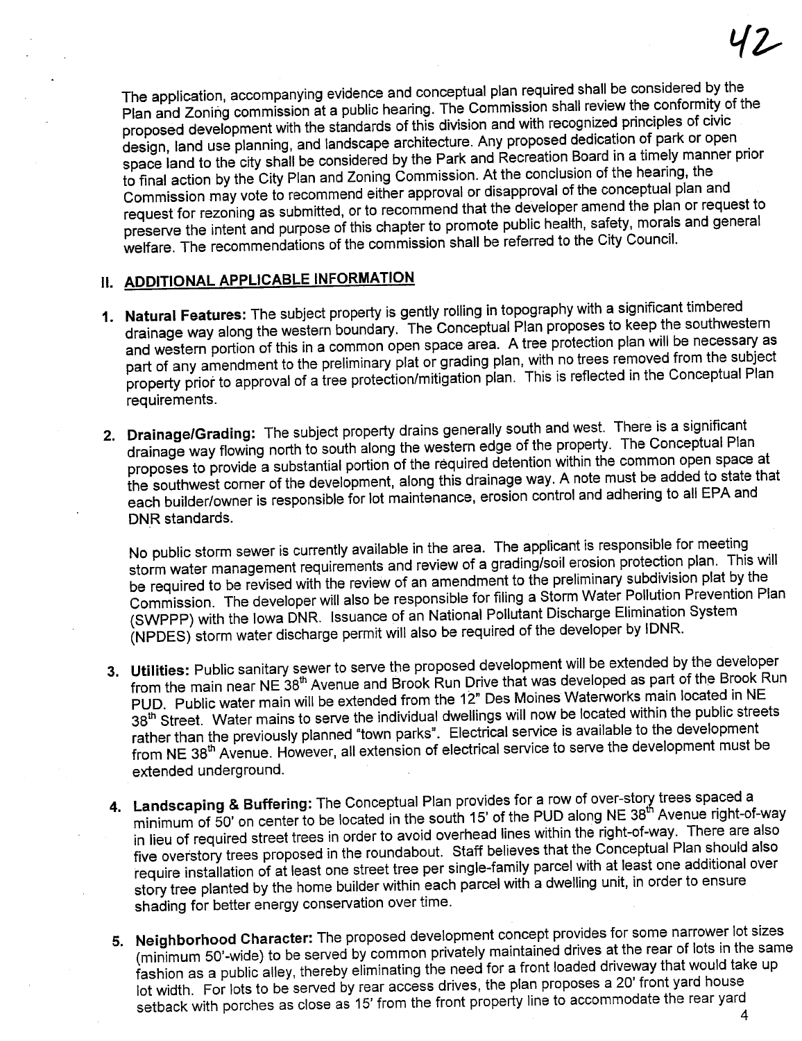The application, accompanying evidence and conceptual plan required shall be considered by the Plan and Zoning commission at a public hearing. The Commission shall review the conformity of the proposed development with the standards of this division and with recognized principles of civic design, land use planning, and landscape architecture. Any proposed dedication of park or open space land to the city shall be considered by the Park and Recreation Board in a timely manner prior to final action by the City Plan and Zoning Commission. At the conclusion of the hearing, the Commission may vote to recommend either approval or disapproval of the conceptual plan and request for rezoning as submitted, or to recommend that the developer amend the plan or request to preserve the intent and purpose of this chapter to promote public health, safety, morals and general welfare. The recommendations of the commission shall be referred to the City Council.

## II. ADDITIONAL APPLICABLE INFORMATION

1. **Natural Features:** The subject property is gently rolling in topography with a significant timbered drainage way along the western boundary. The Conceptual Plan proposes to keep the southwestern and western portion of this in a common open space area. A tree protection plan will be necessary as part of any amendment to the preliminary plat or grading plan, with no trees removed from the subject property prior to approval of a tree protection/mitigation plan. This is reflected in the Conceptual Plan requirements.

2. **Drainage/Grading:** The subject property drains generally south and west. There is a significant drainage way flowing north to south along the western edge of the property. The Conceptual Plan proposes to provide a substantial portion of the required detention within the common open space at the southwest corner of the development, along this drainage way. A note must be added to state that each builder/owner is responsible for lot maintenance, erosion control and adhering to all EPA and DNR standards.

   No public storm sewer is currently available in the area. The applicant is responsible for meeting storm water management requirements and review of a grading/soil erosion protection plan. This will be required to be revised with the review of an amendment to the preliminary subdivision plat by the Commission. The developer will also be responsible for filing a Storm Water Pollution Prevention Plan (SWPPP) with the Iowa DNR. Issuance of an National Pollutant Discharge Elimination System (NPDES) storm water discharge permit will also be required of the developer by IDNR.

3. **Utilities:** Public sanitary sewer to serve the proposed development will be extended by the developer from the main near NE 38th Avenue and Brook Run Drive that was developed as part of the Brook Run PUD. Public water main will be extended from the 12" Des Moines Waterworks main located in NE 38th Street. Water mains to serve the individual dwellings will now be located within the public streets rather than the previously planned "town parks". Electrical service is available to the development from NE 38th Avenue. However, all extension of electrical service to serve the development must be extended underground.

4. **Landscaping & Buffering:** The Conceptual Plan provides for a row of over-story trees spaced a minimum of 50' on center to be located in the south 15' of the PUD along NE 38th Avenue right-of-way in lieu of required street trees in order to avoid overhead lines within the right-of-way. There are also five overstory trees proposed in the roundabout. Staff believes that the Conceptual Plan should also require installation of at least one street tree per single-family parcel with at least one additional over story tree planted by the home builder within each parcel with a dwelling unit, in order to ensure shading for better energy conservation over time.

5. **Neighborhood Character:** The proposed development concept provides for some narrower lot sizes (minimum 50'-wide) to be served by common privately maintained drives at the rear of lots in the same fashion as a public alley, thereby eliminating the need for a front loaded driveway that would take up lot width. For lots to be served by rear access drives, the plan proposes a 20' front yard house setback with porches as close as 15' from the front property line to accommodate the rear yard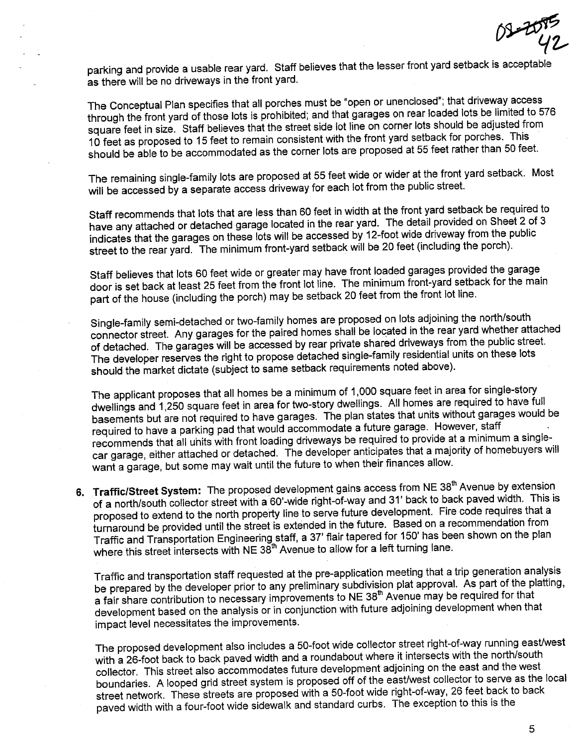parking and provide a usable rear yard. Staff believes that the lesser front yard setback is acceptable as there will be no driveways in the front yard.

The Conceptual Plan specifies that all porches must be "open or unenclosed"; that driveway access through the front yard of those lots is prohibited; and that garages on rear loaded lots be limited to 576 square feet in size. Staff believes that the street side lot line on corner lots should be adjusted from 10 feet as proposed to 15 feet to remain consistent with the front yard setback for porches. This should be able to be accommodated as the corner lots are proposed at 55 feet rather than 50 feet.

The remaining single-family lots are proposed at 55 feet wide or wider at the front yard setback. Most will be accessed by a separate access driveway for each lot from the public street.

Staff recommends that lots that are less than 60 feet in width at the front yard setback be required to have any attached or detached garage located in the rear yard. The detail provided on Sheet 2 of 3 indicates that the garages on these lots will be accessed by 12-foot wide driveway from the public street to the rear yard. The minimum front-yard setback will be 20 feet (including the porch).

Staff believes that lots 60 feet wide or greater may have front loaded garages provided the garage door is set back at least 25 feet from the front lot line. The minimum front-yard setback for the main part of the house (including the porch) may be setback 20 feet from the front lot line.

Single-family semi-detached or two-family homes are proposed on lots adjoining the north/south connector street. Any garages for the paired homes shall be located in the rear yard whether attached of detached. The garages will be accessed by rear private shared driveways from the public street. The developer reserves the right to propose detached single-family residential units on these lots should the market dictate (subject to same setback requirements noted above).

The applicant proposes that all homes be a minimum of 1,000 square feet in area for single-story dwellings and 1,250 square feet in area for two-story dwellings. All homes are required to have full basements but are not required to have garages. The plan states that units without garages would be required to have a parking pad that would accommodate a future garage. However, staff recommends that all units with front loading driveways be required to provide at a minimum a single-car garage, either attached or detached. The developer anticipates that a majority of homebuyers will want a garage, but some may wait until the future to when their finances allow.

6. **Traffic/Street System:** The proposed development gains access from NE 38th Avenue by extension of a north/south collector street with a 60'-wide right-of-way and 31' back to back paved width. This is proposed to extend to the north property line to serve future development. Fire code requires that a turnaround be provided until the street is extended in the future. Based on a recommendation from Traffic and Transportation Engineering staff, a 37' flair tapered for 150' has been shown on the plan where this street intersects with NE 38th Avenue to allow for a left turning lane.

   Traffic and transportation staff requested at the pre-application meeting that a trip generation analysis be prepared by the developer prior to any preliminary subdivision plat approval. As part of the platting, a fair share contribution to necessary improvements to NE 38th Avenue may be required for that development based on the analysis or in conjunction with future adjoining development when that impact level necessitates the improvements.

   The proposed development also includes a 50-foot wide collector street right-of-way running east/west with a 26-foot back to back paved width and a roundabout where it intersects with the north/south collector. This street also accommodates future development adjoining on the east and the west boundaries. A looped grid street system is proposed off of the east/west collector to serve as the local street network. These streets are proposed with a 50-foot wide right-of-way, 26 feet back to back paved width with a four-foot wide sidewalk and standard curbs. The exception to this is the